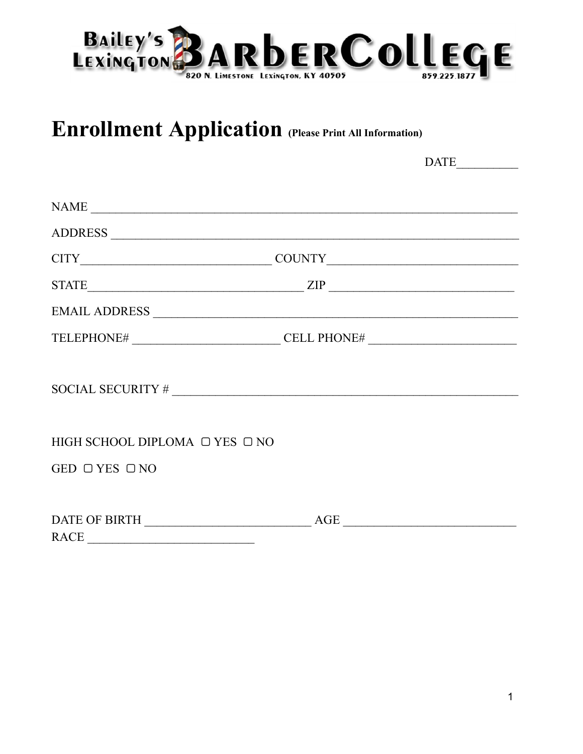Bailey's Lexington **BarberCollege**
820 N. Limestone Lexington, KY 40505 859.225.1877

# Enrollment Application (Please Print All Information)

DATE__________

NAME ______________________________________________________________________

ADDRESS ___________________________________________________________________

CITY_______________________________ COUNTY_______________________________

STATE____________________________________ ZIP _____________________________

EMAIL ADDRESS _____________________________________________________________

TELEPHONE# ________________________ CELL PHONE# ________________________

SOCIAL SECURITY # _________________________________________________________

HIGH SCHOOL DIPLOMA ▢ YES ▢ NO

GED ▢ YES ▢ NO

DATE OF BIRTH ___________________________ AGE _____________________________

RACE ___________________________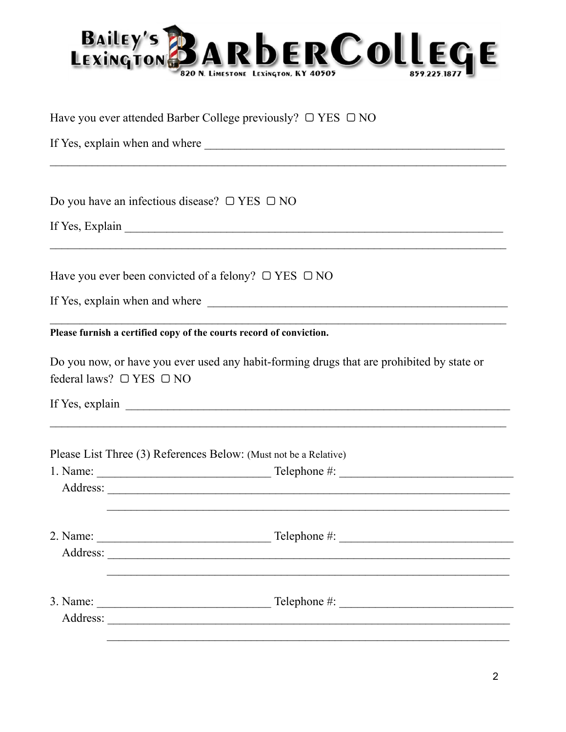**Bailey's Lexington Barber College**
820 N. Limestone Lexington, KY 40505 859.225.1877

Have you ever attended Barber College previously? ▢ YES ▢ NO

If Yes, explain when and where ______________________________________________

______________________________________________________________________

Do you have an infectious disease? ▢ YES ▢ NO

If Yes, Explain ______________________________________________________

______________________________________________________________________

Have you ever been convicted of a felony? ▢ YES ▢ NO

If Yes, explain when and where ______________________________________________

______________________________________________________________________

**Please furnish a certified copy of the courts record of conviction.**

Do you now, or have you ever used any habit-forming drugs that are prohibited by state or federal laws? ▢ YES ▢ NO

If Yes, explain ______________________________________________________

______________________________________________________________________

Please List Three (3) References Below: (Must not be a Relative)

1. Name: ___________________________ Telephone #: ___________________________
   Address: ___________________________________________________________
   ___________________________________________________________

2. Name: ___________________________ Telephone #: ___________________________
   Address: ___________________________________________________________
   ___________________________________________________________

3. Name: ___________________________ Telephone #: ___________________________
   Address: ___________________________________________________________
   ___________________________________________________________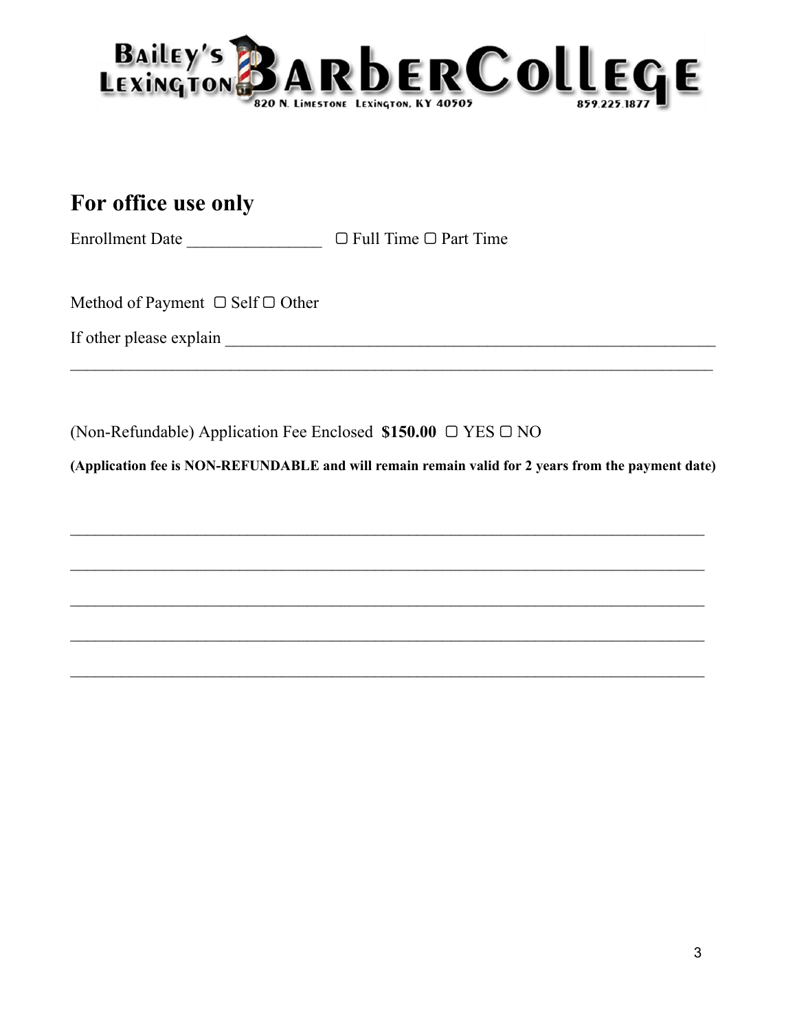Bailey's Lexington Barber College
820 N. Limestone Lexington, KY 40505 859.225.1877

## For office use only

Enrollment Date ________________ ▢ Full Time ▢ Part Time

Method of Payment ▢ Self ▢ Other

If other please explain ___________________________________________________________

_____________________________________________________________________________

(Non-Refundable) Application Fee Enclosed **$150.00** ▢ YES ▢ NO

**(Application fee is NON-REFUNDABLE and will remain remain valid for 2 years from the payment date)**

_____________________________________________________________________________

_____________________________________________________________________________

_____________________________________________________________________________

_____________________________________________________________________________

_____________________________________________________________________________